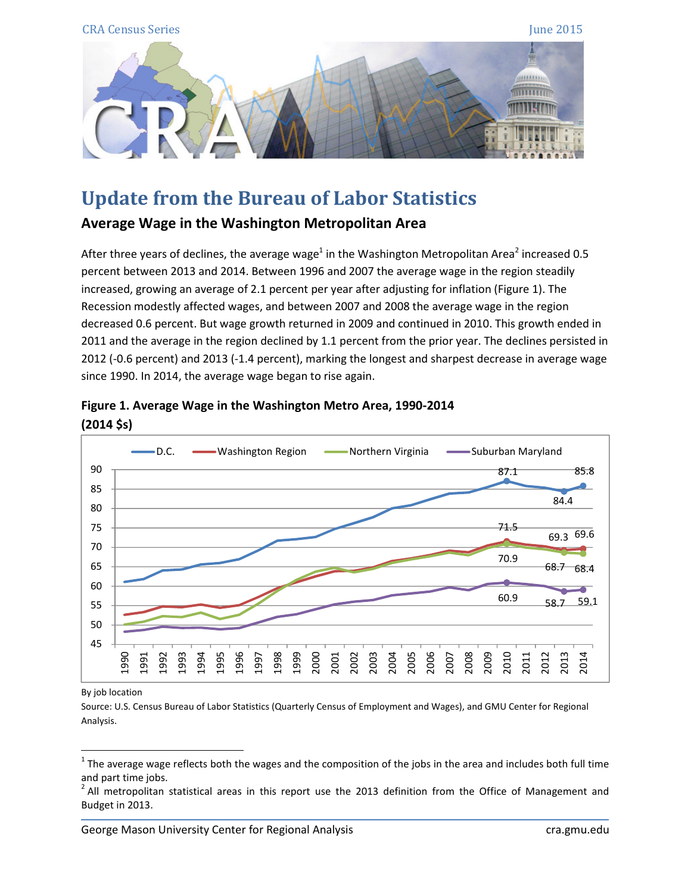# Update from the Bureau of Labor Statistics

## Average Wage in the Washington Metropolitan Area

After three years of declines, the average wage[1] in the Washington Metropolitan Area[2] increased 0.5 percent between 2013 and 2014. Between 1996 and 2007 the average wage in the region steadily increased, growing an average of 2.1 percent per year after adjusting for inflation (Figure 1). The Recession modestly affected wages, and between 2007 and 2008 the average wage in the region decreased 0.6 percent. But wage growth returned in 2009 and continued in 2010. This growth ended in 2011 and the average in the region declined by 1.1 percent from the prior year. The declines persisted in 2012 (-0.6 percent) and 2013 (-1.4 percent), marking the longest and sharpest decrease in average wage since 1990. In 2014, the average wage began to rise again.

**Figure 1. Average Wage in the Washington Metro Area, 1990-2014 (2014 $s)**

| Series | 2010 | 2013 | 2014 |
|---|---|---|---|
| D.C. | 87.1 | 84.4 | 85.8 |
| Washington Region | 71.5 | 69.3 | 69.6 |
| Northern Virginia | 70.9 | 68.7 | 68.4 |
| Suburban Maryland | 60.9 | 58.7 | 59.1 |

By job location

Source: U.S. Census Bureau of Labor Statistics (Quarterly Census of Employment and Wages), and GMU Center for Regional Analysis.

---

[1] The average wage reflects both the wages and the composition of the jobs in the area and includes both full time and part time jobs.

[2] All metropolitan statistical areas in this report use the 2013 definition from the Office of Management and Budget in 2013.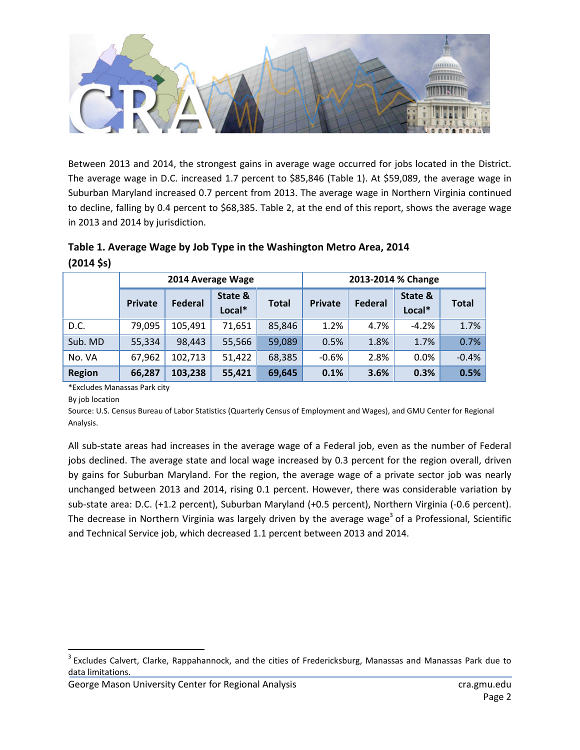Between 2013 and 2014, the strongest gains in average wage occurred for jobs located in the District. The average wage in D.C. increased 1.7 percent to $85,846 (Table 1). At $59,089, the average wage in Suburban Maryland increased 0.7 percent from 2013. The average wage in Northern Virginia continued to decline, falling by 0.4 percent to $68,385. Table 2, at the end of this report, shows the average wage in 2013 and 2014 by jurisdiction.

**Table 1. Average Wage by Job Type in the Washington Metro Area, 2014 (2014 $s)**

| | 2014 Average Wage | | | | 2013-2014 % Change | | | |
|---|---|---|---|---|---|---|---|---|
| | Private | Federal | State & Local* | Total | Private | Federal | State & Local* | Total |
| D.C. | 79,095 | 105,491 | 71,651 | 85,846 | 1.2% | 4.7% | -4.2% | 1.7% |
| Sub. MD | 55,334 | 98,443 | 55,566 | 59,089 | 0.5% | 1.8% | 1.7% | 0.7% |
| No. VA | 67,962 | 102,713 | 51,422 | 68,385 | -0.6% | 2.8% | 0.0% | -0.4% |
| **Region** | **66,287** | **103,238** | **55,421** | **69,645** | **0.1%** | **3.6%** | **0.3%** | **0.5%** |

*Excludes Manassas Park city

By job location

Source: U.S. Census Bureau of Labor Statistics (Quarterly Census of Employment and Wages), and GMU Center for Regional Analysis.

All sub-state areas had increases in the average wage of a Federal job, even as the number of Federal jobs declined. The average state and local wage increased by 0.3 percent for the region overall, driven by gains for Suburban Maryland. For the region, the average wage of a private sector job was nearly unchanged between 2013 and 2014, rising 0.1 percent. However, there was considerable variation by sub-state area: D.C. (+1.2 percent), Suburban Maryland (+0.5 percent), Northern Virginia (-0.6 percent). The decrease in Northern Virginia was largely driven by the average wage[3] of a Professional, Scientific and Technical Service job, which decreased 1.1 percent between 2013 and 2014.

[3] Excludes Calvert, Clarke, Rappahannock, and the cities of Fredericksburg, Manassas and Manassas Park due to data limitations.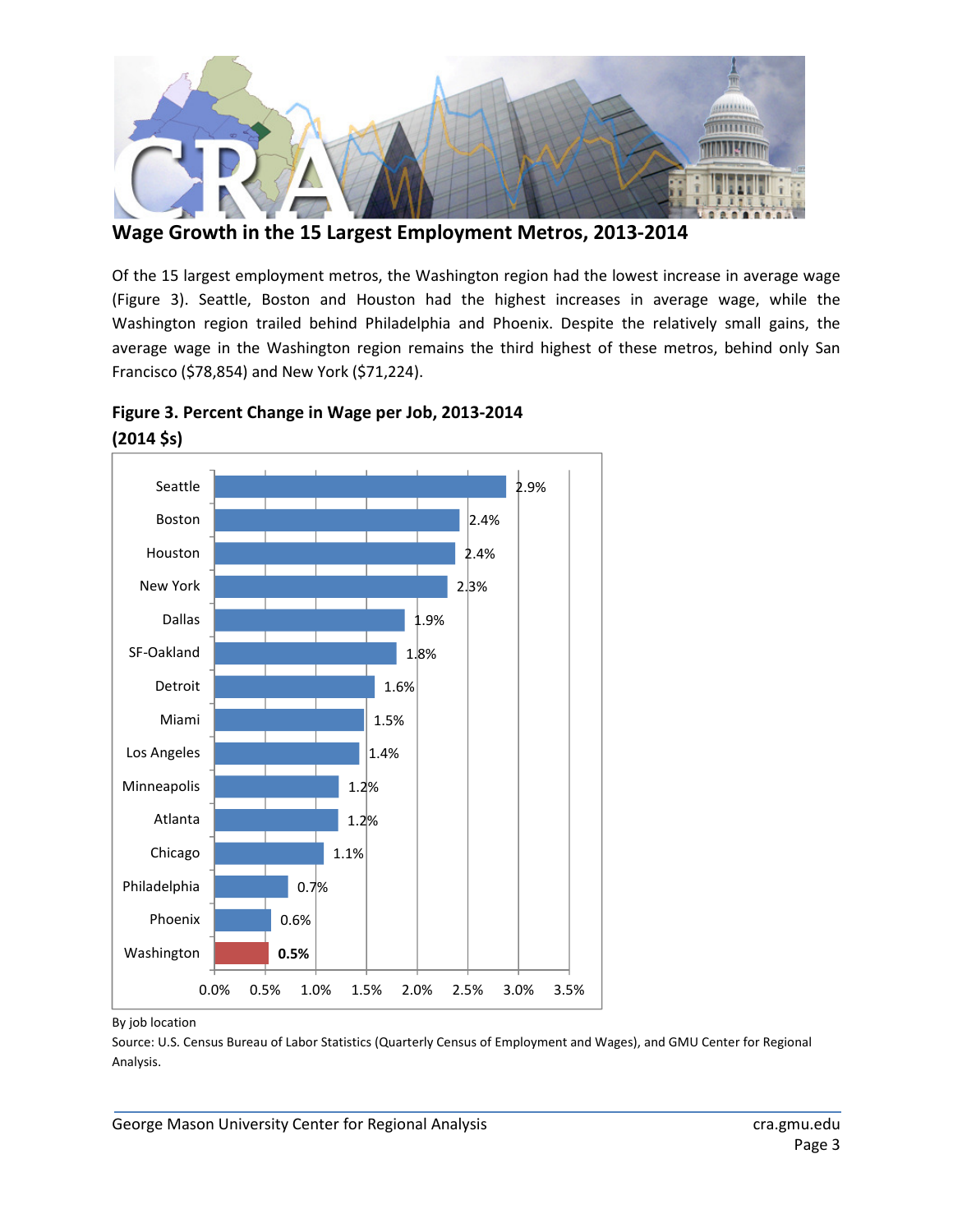## Wage Growth in the 15 Largest Employment Metros, 2013-2014

Of the 15 largest employment metros, the Washington region had the lowest increase in average wage (Figure 3). Seattle, Boston and Houston had the highest increases in average wage, while the Washington region trailed behind Philadelphia and Phoenix. Despite the relatively small gains, the average wage in the Washington region remains the third highest of these metros, behind only San Francisco ($78,854) and New York ($71,224).

**Figure 3. Percent Change in Wage per Job, 2013-2014 (2014 $s)**

| Metro | Percent Change |
|---|---|
| Seattle | 2.9% |
| Boston | 2.4% |
| Houston | 2.4% |
| New York | 2.3% |
| Dallas | 1.9% |
| SF-Oakland | 1.8% |
| Detroit | 1.6% |
| Miami | 1.5% |
| Los Angeles | 1.4% |
| Minneapolis | 1.2% |
| Atlanta | 1.2% |
| Chicago | 1.1% |
| Philadelphia | 0.7% |
| Phoenix | 0.6% |
| Washington | **0.5%** |

By job location

Source: U.S. Census Bureau of Labor Statistics (Quarterly Census of Employment and Wages), and GMU Center for Regional Analysis.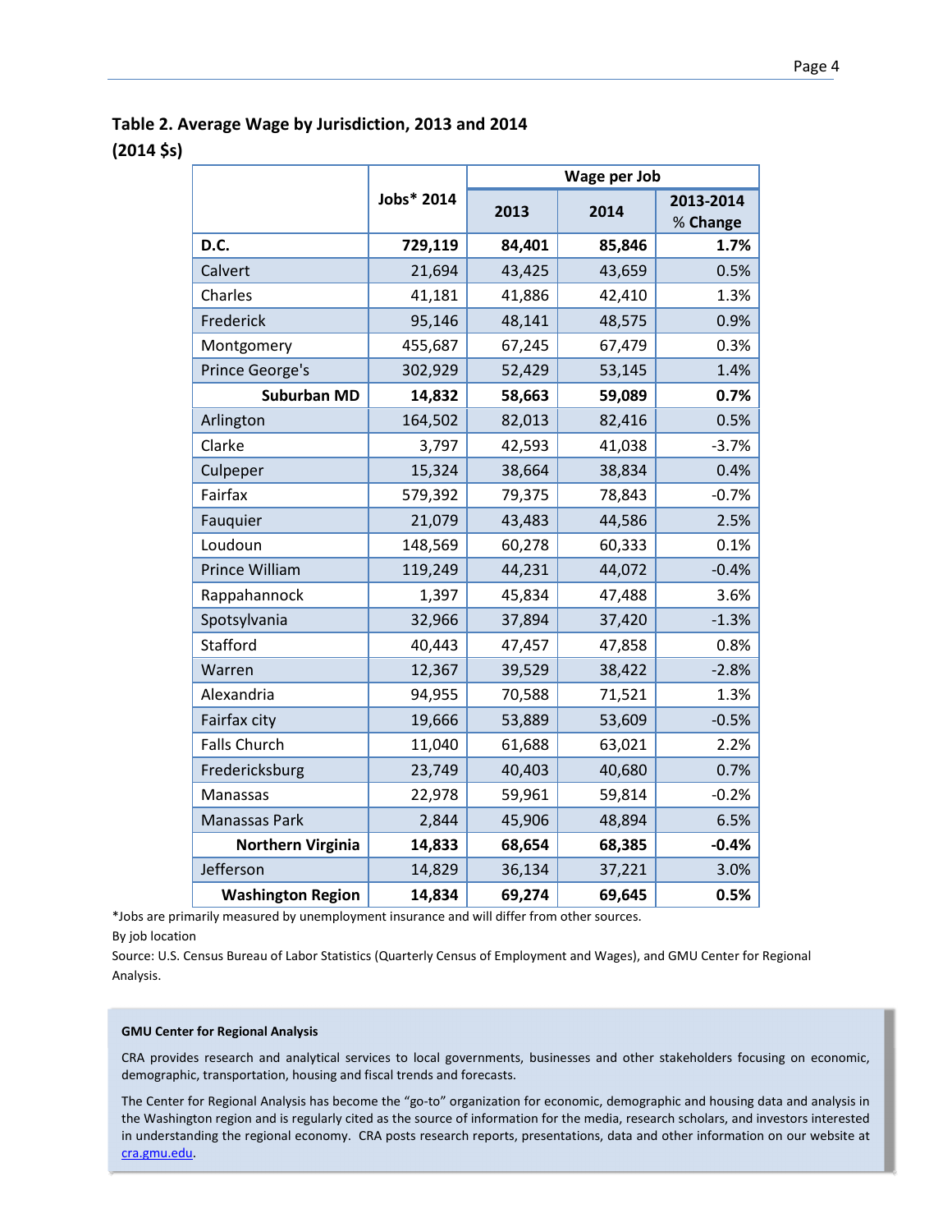## Table 2. Average Wage by Jurisdiction, 2013 and 2014 (2014 $s)

| | Jobs* 2014 | Wage per Job | | |
|---|---|---|---|---|
| | | 2013 | 2014 | 2013-2014 % Change |
| **D.C.** | **729,119** | **84,401** | **85,846** | **1.7%** |
| Calvert | 21,694 | 43,425 | 43,659 | 0.5% |
| Charles | 41,181 | 41,886 | 42,410 | 1.3% |
| Frederick | 95,146 | 48,141 | 48,575 | 0.9% |
| Montgomery | 455,687 | 67,245 | 67,479 | 0.3% |
| Prince George's | 302,929 | 52,429 | 53,145 | 1.4% |
| **Suburban MD** | **14,832** | **58,663** | **59,089** | **0.7%** |
| Arlington | 164,502 | 82,013 | 82,416 | 0.5% |
| Clarke | 3,797 | 42,593 | 41,038 | -3.7% |
| Culpeper | 15,324 | 38,664 | 38,834 | 0.4% |
| Fairfax | 579,392 | 79,375 | 78,843 | -0.7% |
| Fauquier | 21,079 | 43,483 | 44,586 | 2.5% |
| Loudoun | 148,569 | 60,278 | 60,333 | 0.1% |
| Prince William | 119,249 | 44,231 | 44,072 | -0.4% |
| Rappahannock | 1,397 | 45,834 | 47,488 | 3.6% |
| Spotsylvania | 32,966 | 37,894 | 37,420 | -1.3% |
| Stafford | 40,443 | 47,457 | 47,858 | 0.8% |
| Warren | 12,367 | 39,529 | 38,422 | -2.8% |
| Alexandria | 94,955 | 70,588 | 71,521 | 1.3% |
| Fairfax city | 19,666 | 53,889 | 53,609 | -0.5% |
| Falls Church | 11,040 | 61,688 | 63,021 | 2.2% |
| Fredericksburg | 23,749 | 40,403 | 40,680 | 0.7% |
| Manassas | 22,978 | 59,961 | 59,814 | -0.2% |
| Manassas Park | 2,844 | 45,906 | 48,894 | 6.5% |
| **Northern Virginia** | **14,833** | **68,654** | **68,385** | **-0.4%** |
| Jefferson | 14,829 | 36,134 | 37,221 | 3.0% |
| **Washington Region** | **14,834** | **69,274** | **69,645** | **0.5%** |

*Jobs are primarily measured by unemployment insurance and will differ from other sources.

By job location

Source: U.S. Census Bureau of Labor Statistics (Quarterly Census of Employment and Wages), and GMU Center for Regional Analysis.

**GMU Center for Regional Analysis**

CRA provides research and analytical services to local governments, businesses and other stakeholders focusing on economic, demographic, transportation, housing and fiscal trends and forecasts.

The Center for Regional Analysis has become the "go-to" organization for economic, demographic and housing data and analysis in the Washington region and is regularly cited as the source of information for the media, research scholars, and investors interested in understanding the regional economy. CRA posts research reports, presentations, data and other information on our website at cra.gmu.edu.